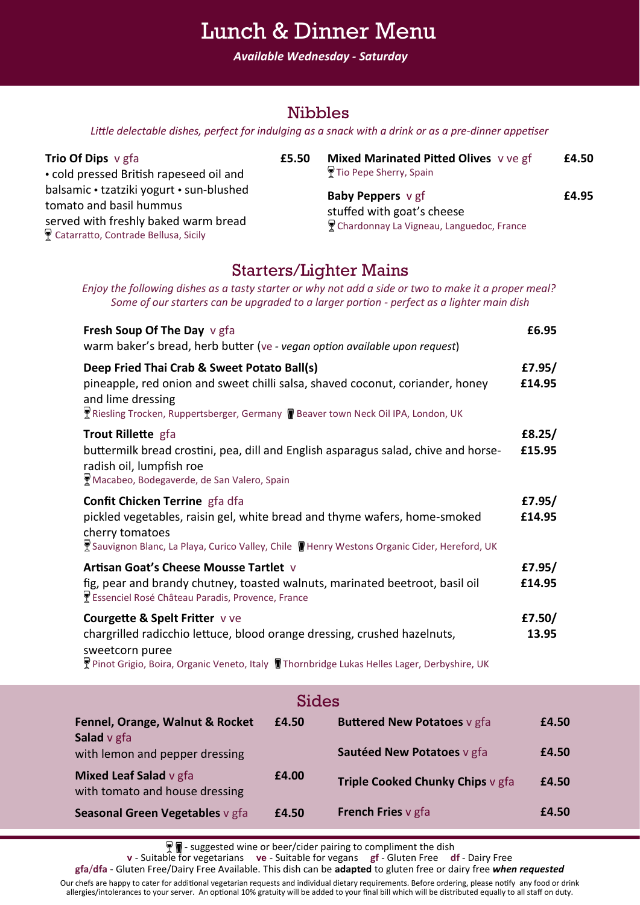# Lunch & Dinner Menu

***Available Wednesday - Saturday***

## Nibbles

*Little delectable dishes, perfect for indulging as a snack with a drink or as a pre-dinner appetiser*

**Trio Of Dips** v gfa — **£5.50**
• cold pressed British rapeseed oil and balsamic • tzatziki yogurt • sun-blushed tomato and basil hummus
served with freshly baked warm bread
🍷 Catarratto, Contrade Bellusa, Sicily

**Mixed Marinated Pitted Olives** v ve gf — **£4.50**
🍷 Tio Pepe Sherry, Spain

**Baby Peppers** v gf — **£4.95**
stuffed with goat's cheese
🍷 Chardonnay La Vigneau, Languedoc, France

## Starters/Lighter Mains

*Enjoy the following dishes as a tasty starter or why not add a side or two to make it a proper meal?*
*Some of our starters can be upgraded to a larger portion - perfect as a lighter main dish*

**Fresh Soup Of The Day** v gfa — **£6.95**
warm baker's bread, herb butter (ve - *vegan option available upon request*)

**Deep Fried Thai Crab & Sweet Potato Ball(s)** — **£7.95/ £14.95**
pineapple, red onion and sweet chilli salsa, shaved coconut, coriander, honey and lime dressing
🍷 Riesling Trocken, Ruppertsberger, Germany 🍺 Beaver town Neck Oil IPA, London, UK

**Trout Rillette** gfa — **£8.25/ £15.95**
buttermilk bread crostini, pea, dill and English asparagus salad, chive and horse-radish oil, lumpfish roe
🍷 Macabeo, Bodegaverde, de San Valero, Spain

**Confit Chicken Terrine** gfa dfa — **£7.95/ £14.95**
pickled vegetables, raisin gel, white bread and thyme wafers, home-smoked cherry tomatoes
🍷 Sauvignon Blanc, La Playa, Curico Valley, Chile 🍺 Henry Westons Organic Cider, Hereford, UK

**Artisan Goat's Cheese Mousse Tartlet** v — **£7.95/ £14.95**
fig, pear and brandy chutney, toasted walnuts, marinated beetroot, basil oil
🍷 Essenciel Rosé Château Paradis, Provence, France

**Courgette & Spelt Fritter** v ve — **£7.50/ 13.95**
chargrilled radicchio lettuce, blood orange dressing, crushed hazelnuts, sweetcorn puree
🍷 Pinot Grigio, Boira, Organic Veneto, Italy 🍺 Thornbridge Lukas Helles Lager, Derbyshire, UK

## Sides

**Fennel, Orange, Walnut & Rocket Salad** v gfa — **£4.50**
with lemon and pepper dressing

**Mixed Leaf Salad** v gfa — **£4.00**
with tomato and house dressing

**Seasonal Green Vegetables** v gfa — **£4.50**

**Buttered New Potatoes** v gfa — **£4.50**

**Sautéed New Potatoes** v gfa — **£4.50**

**Triple Cooked Chunky Chips** v gfa — **£4.50**

**French Fries** v gfa — **£4.50**

---

🍷🍺 - suggested wine or beer/cider pairing to compliment the dish
**v** - Suitable for vegetarians **ve** - Suitable for vegans **gf** - Gluten Free **df** - Dairy Free
**gfa/dfa** - Gluten Free/Dairy Free Available. This dish can be **adapted** to gluten free or dairy free ***when requested***

Our chefs are happy to cater for additional vegetarian requests and individual dietary requirements. Before ordering, please notify any food or drink allergies/intolerances to your server. An optional 10% gratuity will be added to your final bill which will be distributed equally to all staff on duty.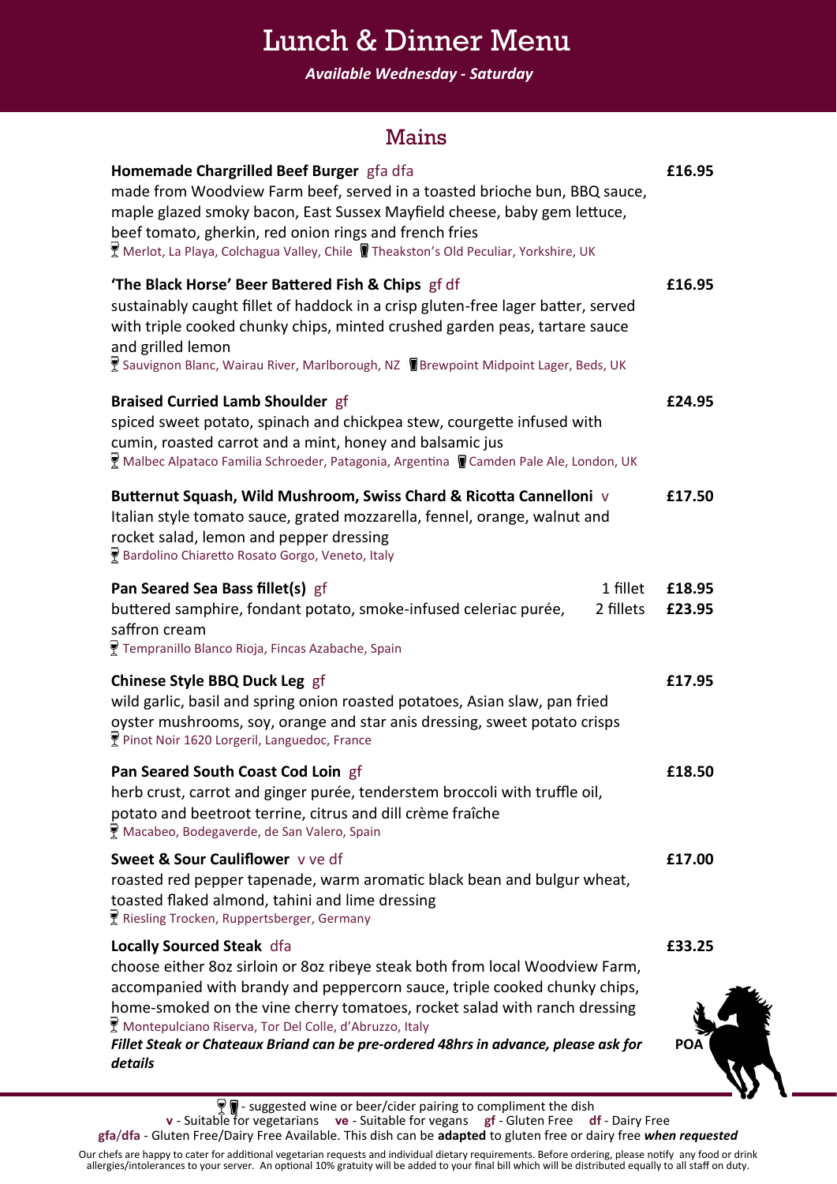# Lunch & Dinner Menu

***Available Wednesday - Saturday***

## Mains

**Homemade Chargrilled Beef Burger** gfa dfa — **£16.95**
made from Woodview Farm beef, served in a toasted brioche bun, BBQ sauce, maple glazed smoky bacon, East Sussex Mayfield cheese, baby gem lettuce, beef tomato, gherkin, red onion rings and french fries
Merlot, La Playa, Colchagua Valley, Chile | Theakston's Old Peculiar, Yorkshire, UK

**'The Black Horse' Beer Battered Fish & Chips** gf df — **£16.95**
sustainably caught fillet of haddock in a crisp gluten-free lager batter, served with triple cooked chunky chips, minted crushed garden peas, tartare sauce and grilled lemon
Sauvignon Blanc, Wairau River, Marlborough, NZ | Brewpoint Midpoint Lager, Beds, UK

**Braised Curried Lamb Shoulder** gf — **£24.95**
spiced sweet potato, spinach and chickpea stew, courgette infused with cumin, roasted carrot and a mint, honey and balsamic jus
Malbec Alpataco Familia Schroeder, Patagonia, Argentina | Camden Pale Ale, London, UK

**Butternut Squash, Wild Mushroom, Swiss Chard & Ricotta Cannelloni** v — **£17.50**
Italian style tomato sauce, grated mozzarella, fennel, orange, walnut and rocket salad, lemon and pepper dressing
Bardolino Chiaretto Rosato Gorgo, Veneto, Italy

**Pan Seared Sea Bass fillet(s)** gf — 1 fillet **£18.95** / 2 fillets **£23.95**
buttered samphire, fondant potato, smoke-infused celeriac purée, saffron cream
Tempranillo Blanco Rioja, Fincas Azabache, Spain

**Chinese Style BBQ Duck Leg** gf — **£17.95**
wild garlic, basil and spring onion roasted potatoes, Asian slaw, pan fried oyster mushrooms, soy, orange and star anis dressing, sweet potato crisps
Pinot Noir 1620 Lorgeril, Languedoc, France

**Pan Seared South Coast Cod Loin** gf — **£18.50**
herb crust, carrot and ginger purée, tenderstem broccoli with truffle oil, potato and beetroot terrine, citrus and dill crème fraîche
Macabeo, Bodegaverde, de San Valero, Spain

**Sweet & Sour Cauliflower** v ve df — **£17.00**
roasted red pepper tapenade, warm aromatic black bean and bulgur wheat, toasted flaked almond, tahini and lime dressing
Riesling Trocken, Ruppertsberger, Germany

**Locally Sourced Steak** dfa — **£33.25**
choose either 8oz sirloin or 8oz ribeye steak both from local Woodview Farm, accompanied with brandy and peppercorn sauce, triple cooked chunky chips, home-smoked on the vine cherry tomatoes, rocket salad with ranch dressing
Montepulciano Riserva, Tor Del Colle, d'Abruzzo, Italy
***Fillet Steak or Chateaux Briand can be pre-ordered 48hrs in advance, please ask for details*** — **POA**

---

- suggested wine or beer/cider pairing to compliment the dish

**v** - Suitable for vegetarians **ve** - Suitable for vegans **gf** - Gluten Free **df** - Dairy Free

**gfa**/**dfa** - Gluten Free/Dairy Free Available. This dish can be **adapted** to gluten free or dairy free ***when requested***

Our chefs are happy to cater for additional vegetarian requests and individual dietary requirements. Before ordering, please notify any food or drink allergies/intolerances to your server. An optional 10% gratuity will be added to your final bill which will be distributed equally to all staff on duty.